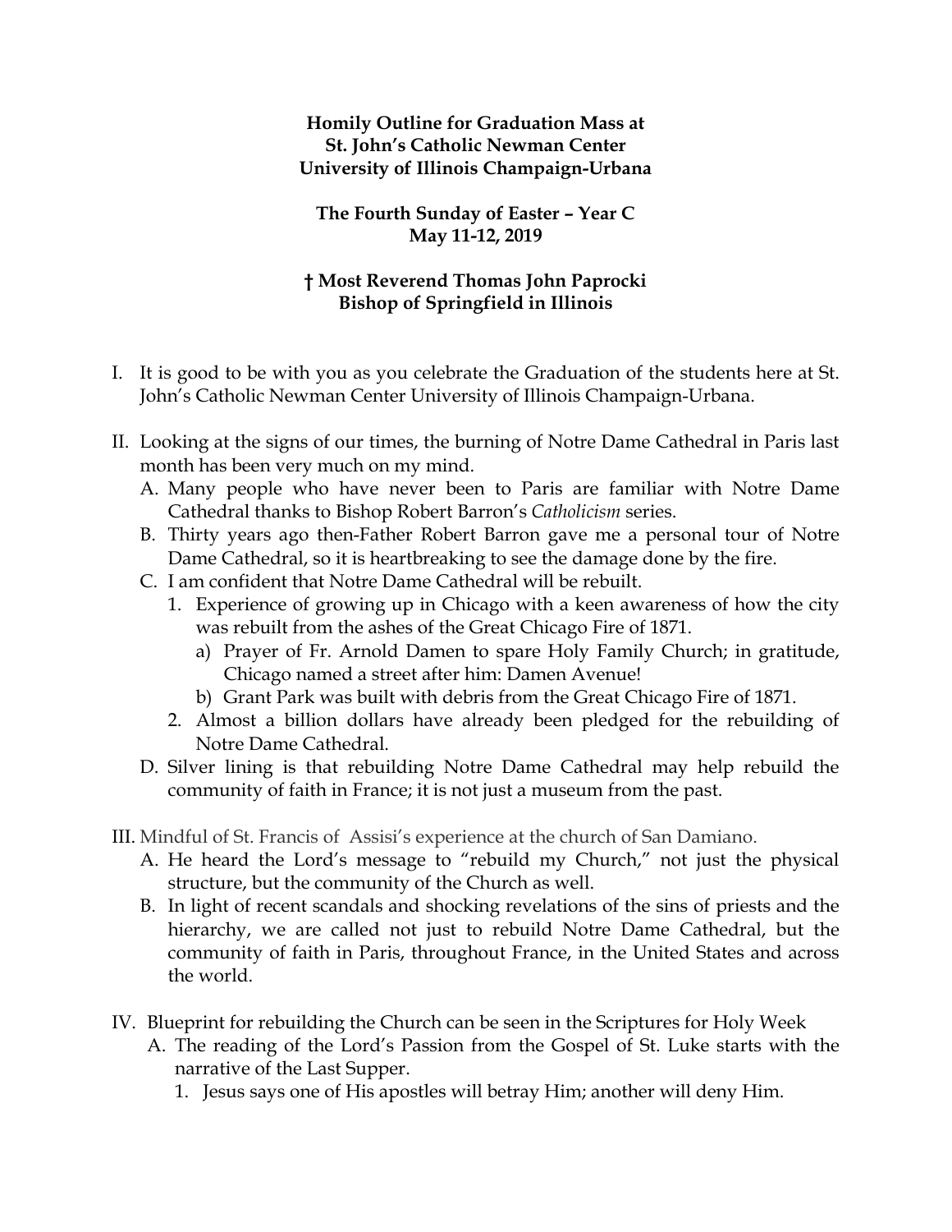**Homily Outline for Graduation Mass at**
**St. John's Catholic Newman Center**
**University of Illinois Champaign-Urbana**

**The Fourth Sunday of Easter – Year C**
**May 11-12, 2019**

**† Most Reverend Thomas John Paprocki**
**Bishop of Springfield in Illinois**

I. It is good to be with you as you celebrate the Graduation of the students here at St. John's Catholic Newman Center University of Illinois Champaign-Urbana.

II. Looking at the signs of our times, the burning of Notre Dame Cathedral in Paris last month has been very much on my mind.
   A. Many people who have never been to Paris are familiar with Notre Dame Cathedral thanks to Bishop Robert Barron's *Catholicism* series.
   B. Thirty years ago then-Father Robert Barron gave me a personal tour of Notre Dame Cathedral, so it is heartbreaking to see the damage done by the fire.
   C. I am confident that Notre Dame Cathedral will be rebuilt.
      1. Experience of growing up in Chicago with a keen awareness of how the city was rebuilt from the ashes of the Great Chicago Fire of 1871.
         a) Prayer of Fr. Arnold Damen to spare Holy Family Church; in gratitude, Chicago named a street after him: Damen Avenue!
         b) Grant Park was built with debris from the Great Chicago Fire of 1871.
      2. Almost a billion dollars have already been pledged for the rebuilding of Notre Dame Cathedral.
   D. Silver lining is that rebuilding Notre Dame Cathedral may help rebuild the community of faith in France; it is not just a museum from the past.

III. Mindful of St. Francis of Assisi's experience at the church of San Damiano.
   A. He heard the Lord's message to "rebuild my Church," not just the physical structure, but the community of the Church as well.
   B. In light of recent scandals and shocking revelations of the sins of priests and the hierarchy, we are called not just to rebuild Notre Dame Cathedral, but the community of faith in Paris, throughout France, in the United States and across the world.

IV. Blueprint for rebuilding the Church can be seen in the Scriptures for Holy Week
   A. The reading of the Lord's Passion from the Gospel of St. Luke starts with the narrative of the Last Supper.
      1. Jesus says one of His apostles will betray Him; another will deny Him.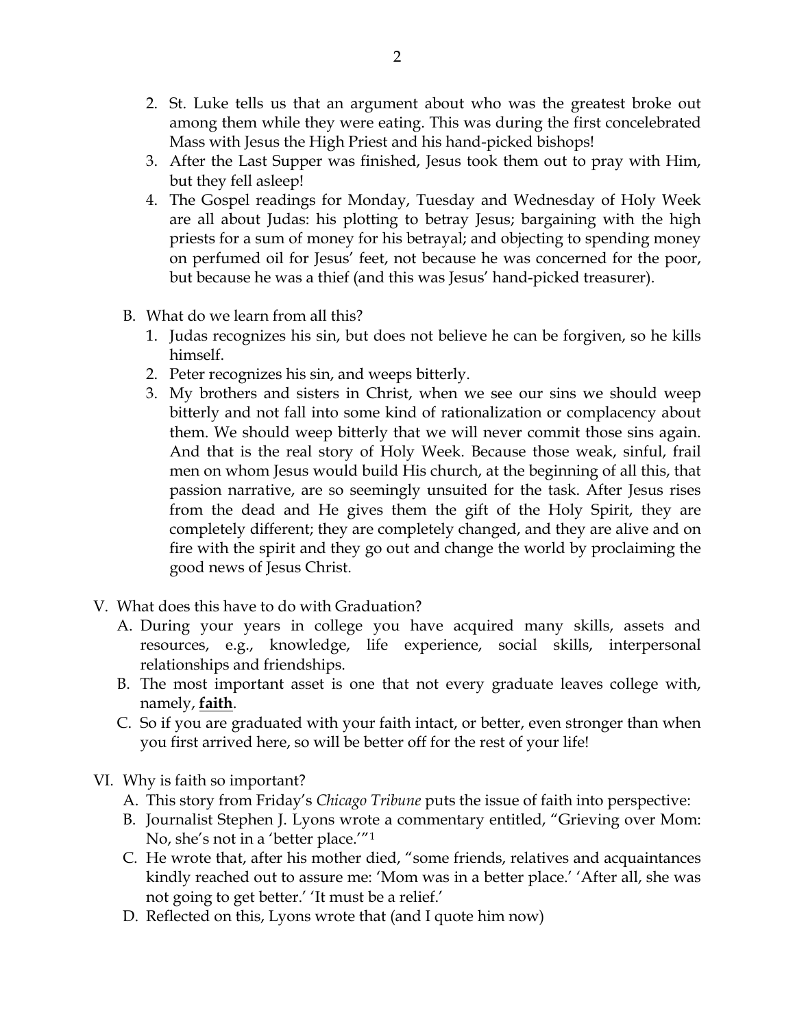2. St. Luke tells us that an argument about who was the greatest broke out among them while they were eating. This was during the first concelebrated Mass with Jesus the High Priest and his hand-picked bishops!
3. After the Last Supper was finished, Jesus took them out to pray with Him, but they fell asleep!
4. The Gospel readings for Monday, Tuesday and Wednesday of Holy Week are all about Judas: his plotting to betray Jesus; bargaining with the high priests for a sum of money for his betrayal; and objecting to spending money on perfumed oil for Jesus' feet, not because he was concerned for the poor, but because he was a thief (and this was Jesus' hand-picked treasurer).

B. What do we learn from all this?

1. Judas recognizes his sin, but does not believe he can be forgiven, so he kills himself.
2. Peter recognizes his sin, and weeps bitterly.
3. My brothers and sisters in Christ, when we see our sins we should weep bitterly and not fall into some kind of rationalization or complacency about them. We should weep bitterly that we will never commit those sins again. And that is the real story of Holy Week. Because those weak, sinful, frail men on whom Jesus would build His church, at the beginning of all this, that passion narrative, are so seemingly unsuited for the task. After Jesus rises from the dead and He gives them the gift of the Holy Spirit, they are completely different; they are completely changed, and they are alive and on fire with the spirit and they go out and change the world by proclaiming the good news of Jesus Christ.

V. What does this have to do with Graduation?

A. During your years in college you have acquired many skills, assets and resources, e.g., knowledge, life experience, social skills, interpersonal relationships and friendships.

B. The most important asset is one that not every graduate leaves college with, namely, **faith**.

C. So if you are graduated with your faith intact, or better, even stronger than when you first arrived here, so will be better off for the rest of your life!

VI. Why is faith so important?

A. This story from Friday's *Chicago Tribune* puts the issue of faith into perspective:

B. Journalist Stephen J. Lyons wrote a commentary entitled, "Grieving over Mom: No, she's not in a 'better place.'"[1]

C. He wrote that, after his mother died, "some friends, relatives and acquaintances kindly reached out to assure me: 'Mom was in a better place.' 'After all, she was not going to get better.' 'It must be a relief.'

D. Reflected on this, Lyons wrote that (and I quote him now)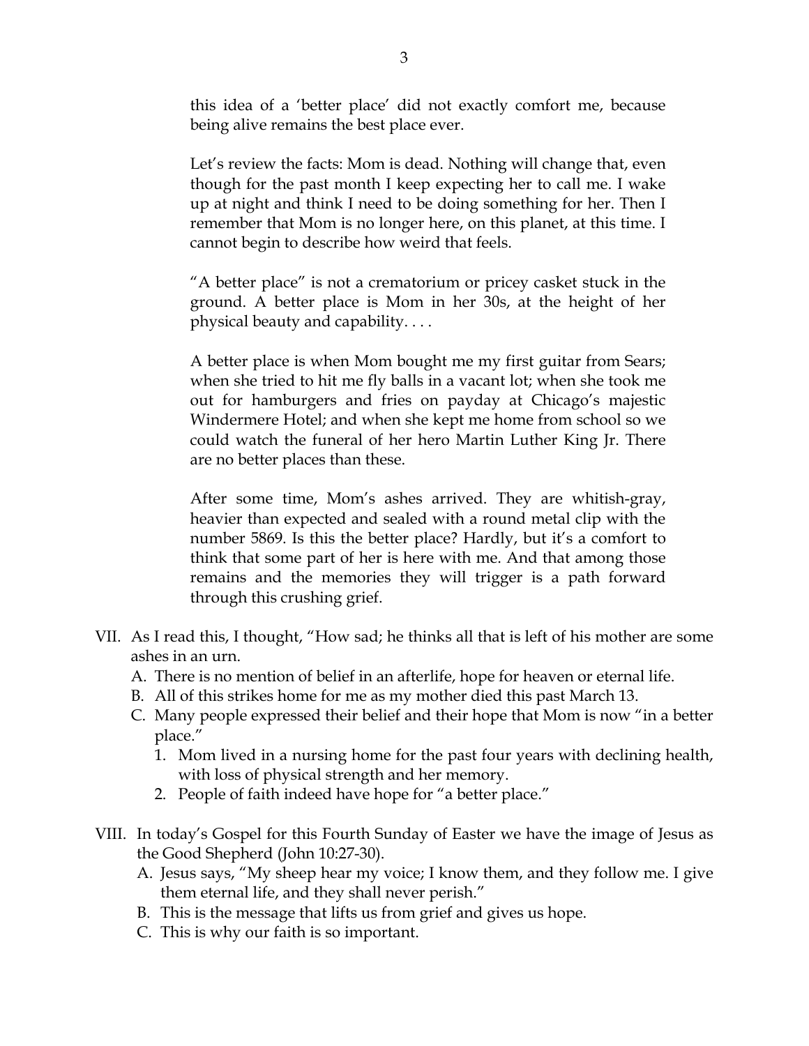> this idea of a 'better place' did not exactly comfort me, because being alive remains the best place ever.
>
> Let's review the facts: Mom is dead. Nothing will change that, even though for the past month I keep expecting her to call me. I wake up at night and think I need to be doing something for her. Then I remember that Mom is no longer here, on this planet, at this time. I cannot begin to describe how weird that feels.
>
> "A better place" is not a crematorium or pricey casket stuck in the ground. A better place is Mom in her 30s, at the height of her physical beauty and capability. . . .
>
> A better place is when Mom bought me my first guitar from Sears; when she tried to hit me fly balls in a vacant lot; when she took me out for hamburgers and fries on payday at Chicago's majestic Windermere Hotel; and when she kept me home from school so we could watch the funeral of her hero Martin Luther King Jr. There are no better places than these.
>
> After some time, Mom's ashes arrived. They are whitish-gray, heavier than expected and sealed with a round metal clip with the number 5869. Is this the better place? Hardly, but it's a comfort to think that some part of her is here with me. And that among those remains and the memories they will trigger is a path forward through this crushing grief.

VII. As I read this, I thought, "How sad; he thinks all that is left of his mother are some ashes in an urn.
   - A. There is no mention of belief in an afterlife, hope for heaven or eternal life.
   - B. All of this strikes home for me as my mother died this past March 13.
   - C. Many people expressed their belief and their hope that Mom is now "in a better place."
     1. Mom lived in a nursing home for the past four years with declining health, with loss of physical strength and her memory.
     2. People of faith indeed have hope for "a better place."

VIII. In today's Gospel for this Fourth Sunday of Easter we have the image of Jesus as the Good Shepherd (John 10:27-30).
   - A. Jesus says, "My sheep hear my voice; I know them, and they follow me. I give them eternal life, and they shall never perish."
   - B. This is the message that lifts us from grief and gives us hope.
   - C. This is why our faith is so important.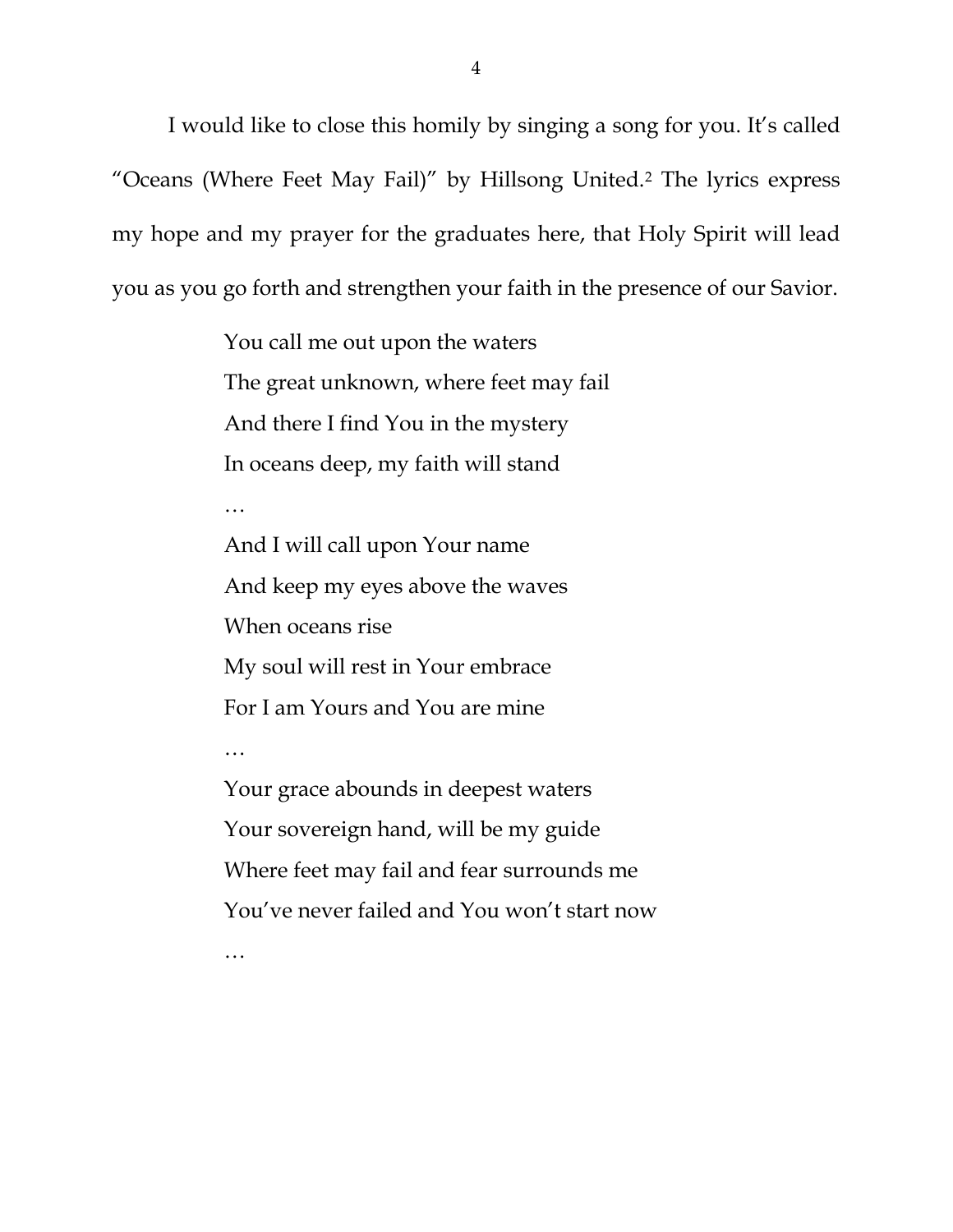I would like to close this homily by singing a song for you. It's called "Oceans (Where Feet May Fail)" by Hillsong United.[2] The lyrics express my hope and my prayer for the graduates here, that Holy Spirit will lead you as you go forth and strengthen your faith in the presence of our Savior.

> You call me out upon the waters
> The great unknown, where feet may fail
> And there I find You in the mystery
> In oceans deep, my faith will stand
> …
> And I will call upon Your name
> And keep my eyes above the waves
> When oceans rise
> My soul will rest in Your embrace
> For I am Yours and You are mine
> …
> Your grace abounds in deepest waters
> Your sovereign hand, will be my guide
> Where feet may fail and fear surrounds me
> You've never failed and You won't start now
> …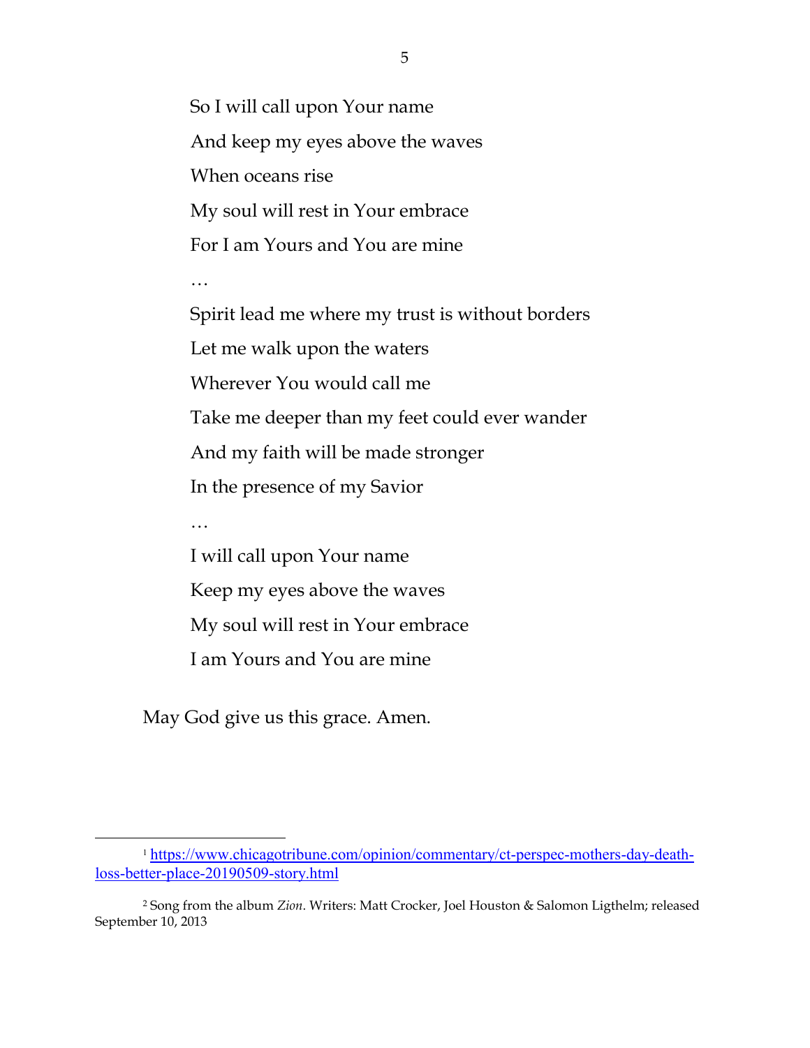So I will call upon Your name

And keep my eyes above the waves

When oceans rise

My soul will rest in Your embrace

For I am Yours and You are mine

…

Spirit lead me where my trust is without borders

Let me walk upon the waters

Wherever You would call me

Take me deeper than my feet could ever wander

And my faith will be made stronger

In the presence of my Savior

…

I will call upon Your name

Keep my eyes above the waves

My soul will rest in Your embrace

I am Yours and You are mine

May God give us this grace. Amen.

---

[1] https://www.chicagotribune.com/opinion/commentary/ct-perspec-mothers-day-death-loss-better-place-20190509-story.html

[2] Song from the album *Zion*. Writers: Matt Crocker, Joel Houston & Salomon Ligthelm; released September 10, 2013